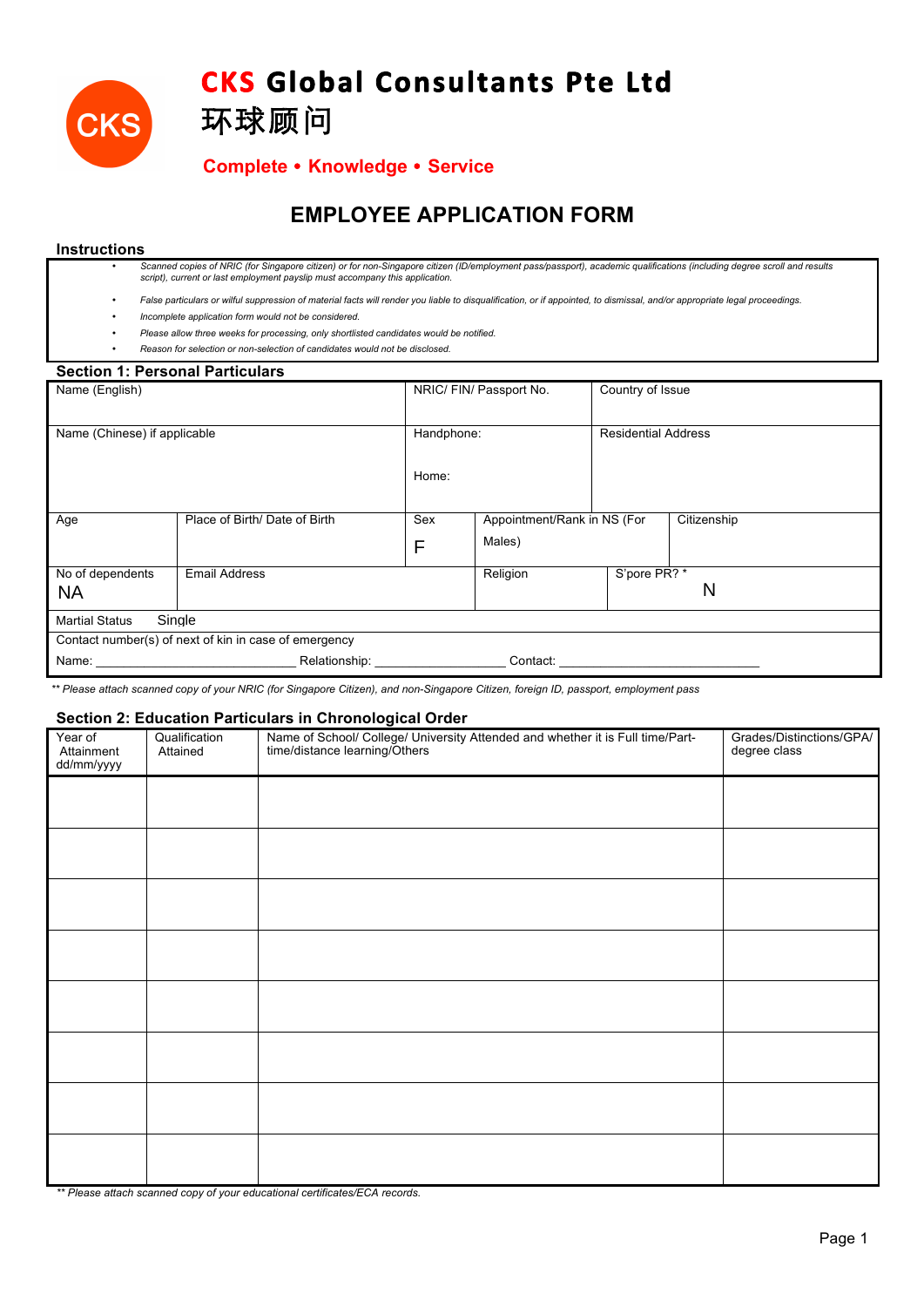# CKS Global Consultants Pte Ltd

# 环球顾问

**Complete • Knowledge • Service**

## EMPLOYEE APPLICATION FORM

### Instructions

- *Scanned copies of NRIC (for Singapore citizen) or for non-Singapore citizen (ID/employment pass/passport), academic qualifications (including degree scroll and results script), current or last employment payslip must accompany this application.*
- *False particulars or wilful suppression of material facts will render you liable to disqualification, or if appointed, to dismissal, and/or appropriate legal proceedings.*
- *Incomplete application form would not be considered.*
- *Please allow three weeks for processing, only shortlisted candidates would be notified.*
- *Reason for selection or non-selection of candidates would not be disclosed.*

### Section 1: Personal Particulars

| Name (English) | | NRIC/ FIN/ Passport No. | | Country of Issue | |
|---|---|---|---|---|---|
| Name (Chinese) if applicable | | Handphone:<br><br>Home: | | Residential Address | |
| Age | Place of Birth/ Date of Birth | Sex<br>F | Appointment/Rank in NS (For Males) | | Citizenship |
| No of dependents<br>NA | Email Address | | Religion | S'pore PR? *<br>N | |
| Martial Status Single | | | | | |
| Contact number(s) of next of kin in case of emergency | | | | | |
| Name: ____________________________ Relationship: __________________ Contact: ____________________________ | | | | | |

*\*\* Please attach scanned copy of your NRIC (for Singapore Citizen), and non-Singapore Citizen, foreign ID, passport, employment pass*

### Section 2: Education Particulars in Chronological Order

| Year of Attainment dd/mm/yyyy | Qualification Attained | Name of School/ College/ University Attended and whether it is Full time/Part-time/distance learning/Others | Grades/Distinctions/GPA/ degree class |
|---|---|---|---|
| | | | |
| | | | |
| | | | |
| | | | |
| | | | |
| | | | |
| | | | |
| | | | |

*\*\* Please attach scanned copy of your educational certificates/ECA records.*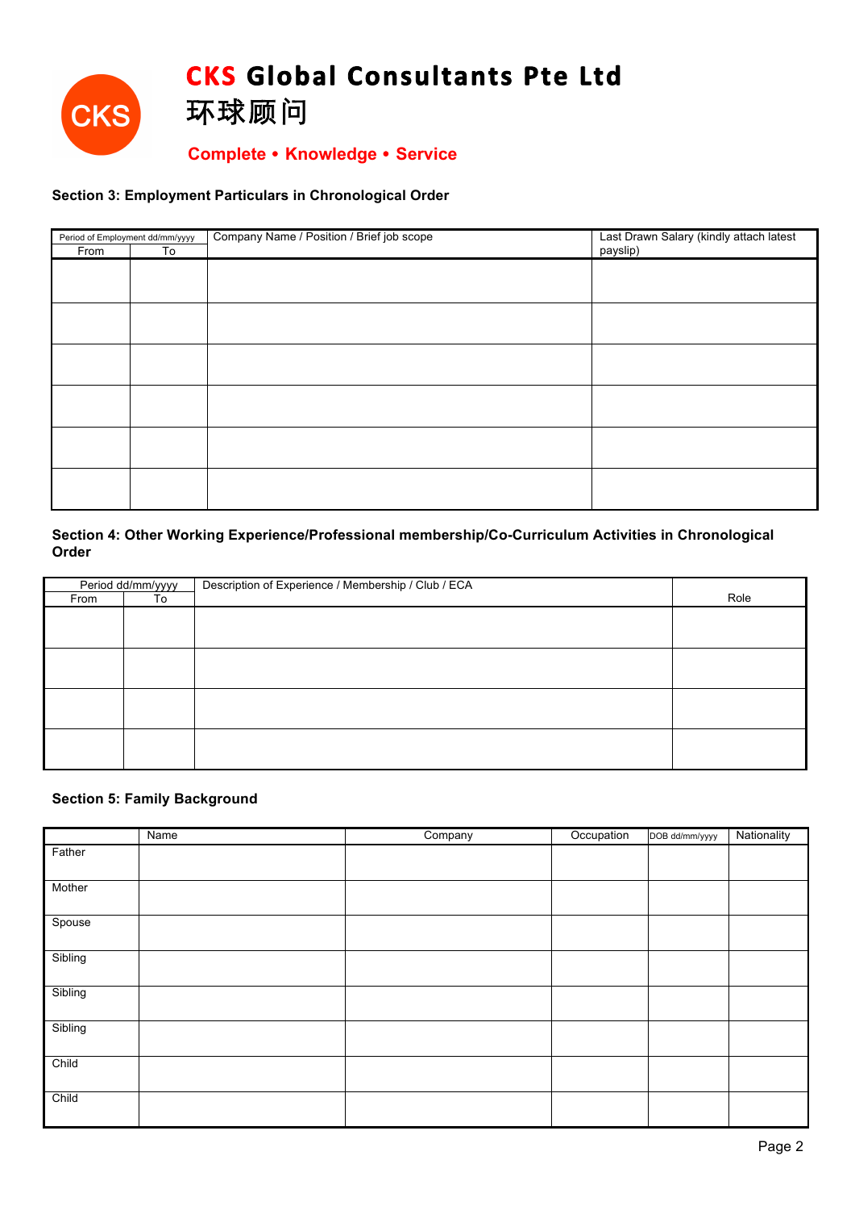# CKS Global Consultants Pte Ltd
## 环球顾问

**Complete • Knowledge • Service**

### Section 3: Employment Particulars in Chronological Order

| Period of Employment dd/mm/yyyy | | Company Name / Position / Brief job scope | Last Drawn Salary (kindly attach latest payslip) |
|---|---|---|---|
| From | To | | |
| | | | |
| | | | |
| | | | |
| | | | |
| | | | |
| | | | |

### Section 4: Other Working Experience/Professional membership/Co-Curriculum Activities in Chronological Order

| Period dd/mm/yyyy | | Description of Experience / Membership / Club / ECA | Role |
|---|---|---|---|
| From | To | | |
| | | | |
| | | | |
| | | | |
| | | | |

### Section 5: Family Background

| | Name | Company | Occupation | DOB dd/mm/yyyy | Nationality |
|---|---|---|---|---|---|
| Father | | | | | |
| Mother | | | | | |
| Spouse | | | | | |
| Sibling | | | | | |
| Sibling | | | | | |
| Sibling | | | | | |
| Child | | | | | |
| Child | | | | | |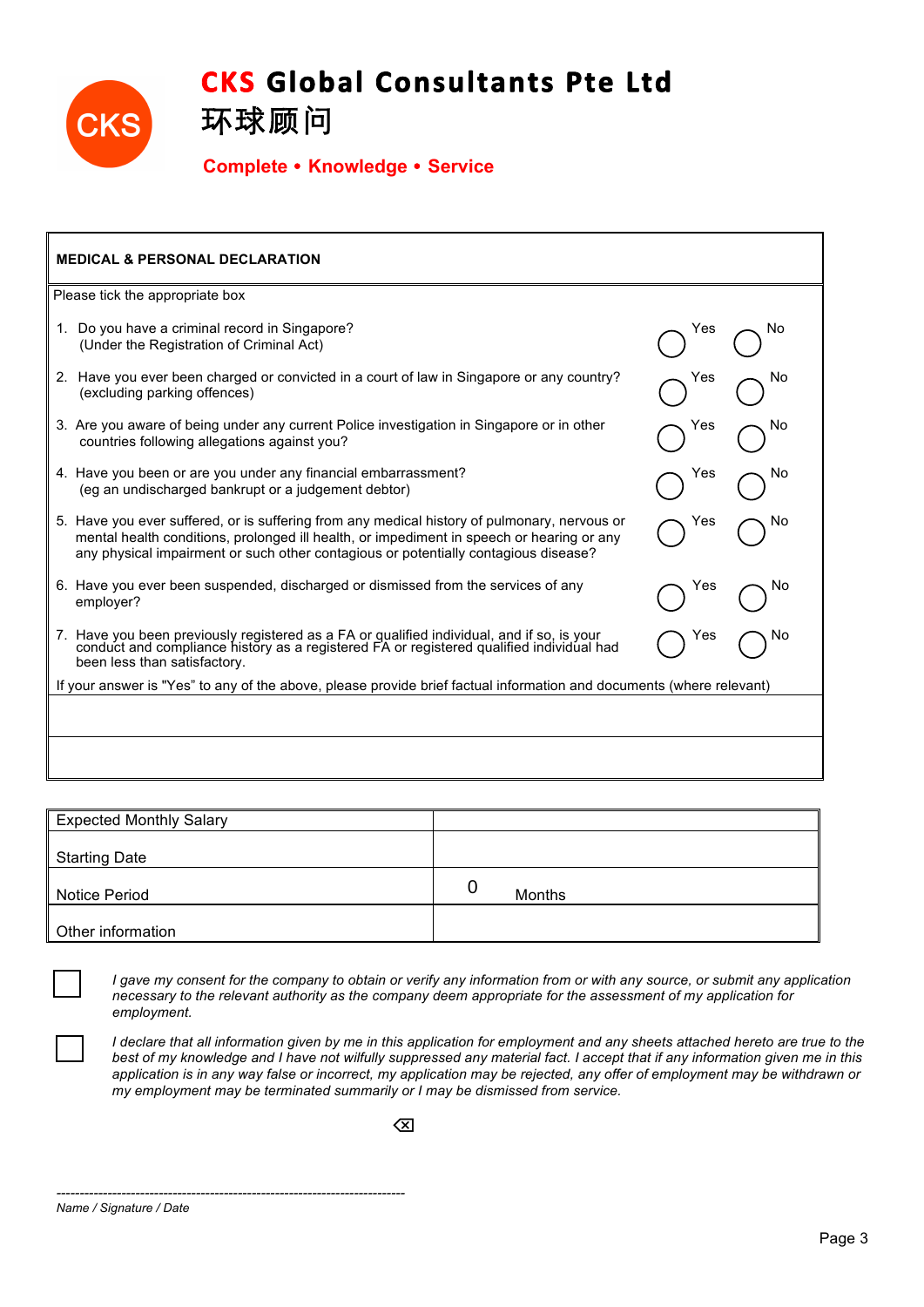# CKS Global Consultants Pte Ltd

# 环球顾问

**Complete • Knowledge • Service**

| MEDICAL & PERSONAL DECLARATION | | |
|---|---|---|
| Please tick the appropriate box | | |
| 1. Do you have a criminal record in Singapore? (Under the Registration of Criminal Act) | ◯ Yes | ◯ No |
| 2. Have you ever been charged or convicted in a court of law in Singapore or any country? (excluding parking offences) | ◯ Yes | ◯ No |
| 3. Are you aware of being under any current Police investigation in Singapore or in other countries following allegations against you? | ◯ Yes | ◯ No |
| 4. Have you been or are you under any financial embarrassment? (eg an undischarged bankrupt or a judgement debtor) | ◯ Yes | ◯ No |
| 5. Have you ever suffered, or is suffering from any medical history of pulmonary, nervous or mental health conditions, prolonged ill health, or impediment in speech or hearing or any any physical impairment or such other contagious or potentially contagious disease? | ◯ Yes | ◯ No |
| 6. Have you ever been suspended, discharged or dismissed from the services of any employer? | ◯ Yes | ◯ No |
| 7. Have you been previously registered as a FA or qualified individual, and if so, is your conduct and compliance history as a registered FA or registered qualified individual had been less than satisfactory. | ◯ Yes | ◯ No |
| If your answer is "Yes" to any of the above, please provide brief factual information and documents (where relevant) | | |
| | | |
| | | |

| | |
|---|---|
| Expected Monthly Salary | |
| Starting Date | |
| Notice Period | 0 Months |
| Other information | |

☐ *I gave my consent for the company to obtain or verify any information from or with any source, or submit any application necessary to the relevant authority as the company deem appropriate for the assessment of my application for employment.*

☐ *I declare that all information given by me in this application for employment and any sheets attached hereto are true to the best of my knowledge and I have not wilfully suppressed any material fact. I accept that if any information given me in this application is in any way false or incorrect, my application may be rejected, any offer of employment may be withdrawn or my employment may be terminated summarily or I may be dismissed from service.*

⌫

---------------------------------------------------------------------------

*Name / Signature / Date*